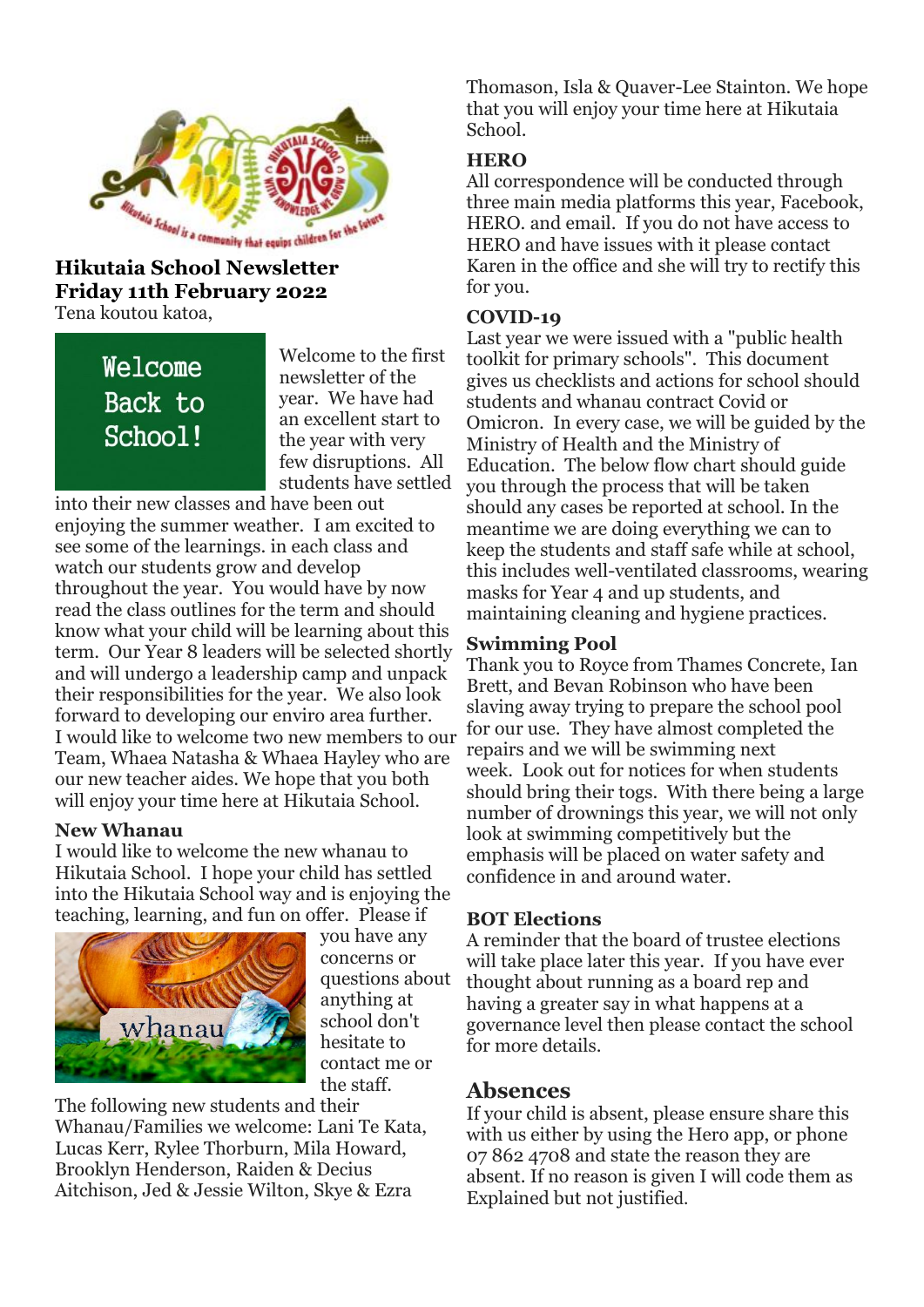**Hikutaia School Newsletter**
**Friday 11th February 2022**

Tena koutou katoa,

Welcome Back to School!

Welcome to the first newsletter of the year. We have had an excellent start to the year with very few disruptions. All students have settled into their new classes and have been out enjoying the summer weather. I am excited to see some of the learnings. in each class and watch our students grow and develop throughout the year. You would have by now read the class outlines for the term and should know what your child will be learning about this term. Our Year 8 leaders will be selected shortly and will undergo a leadership camp and unpack their responsibilities for the year. We also look forward to developing our enviro area further.

I would like to welcome two new members to our Team, Whaea Natasha & Whaea Hayley who are our new teacher aides. We hope that you both will enjoy your time here at Hikutaia School.

### New Whanau

I would like to welcome the new whanau to Hikutaia School. I hope your child has settled into the Hikutaia School way and is enjoying the teaching, learning, and fun on offer. Please if you have any concerns or questions about anything at school don't hesitate to contact me or the staff.

The following new students and their Whanau/Families we welcome: Lani Te Kata, Lucas Kerr, Rylee Thorburn, Mila Howard, Brooklyn Henderson, Raiden & Decius Aitchison, Jed & Jessie Wilton, Skye & Ezra Thomason, Isla & Quaver-Lee Stainton. We hope that you will enjoy your time here at Hikutaia School.

### HERO

All correspondence will be conducted through three main media platforms this year, Facebook, HERO. and email. If you do not have access to HERO and have issues with it please contact Karen in the office and she will try to rectify this for you.

### COVID-19

Last year we were issued with a "public health toolkit for primary schools". This document gives us checklists and actions for school should students and whanau contract Covid or Omicron. In every case, we will be guided by the Ministry of Health and the Ministry of Education. The below flow chart should guide you through the process that will be taken should any cases be reported at school. In the meantime we are doing everything we can to keep the students and staff safe while at school, this includes well-ventilated classrooms, wearing masks for Year 4 and up students, and maintaining cleaning and hygiene practices.

### Swimming Pool

Thank you to Royce from Thames Concrete, Ian Brett, and Bevan Robinson who have been slaving away trying to prepare the school pool for our use. They have almost completed the repairs and we will be swimming next week. Look out for notices for when students should bring their togs. With there being a large number of drownings this year, we will not only look at swimming competitively but the emphasis will be placed on water safety and confidence in and around water.

### BOT Elections

A reminder that the board of trustee elections will take place later this year. If you have ever thought about running as a board rep and having a greater say in what happens at a governance level then please contact the school for more details.

## Absences

If your child is absent, please ensure share this with us either by using the Hero app, or phone 07 862 4708 and state the reason they are absent. If no reason is given I will code them as Explained but not justified.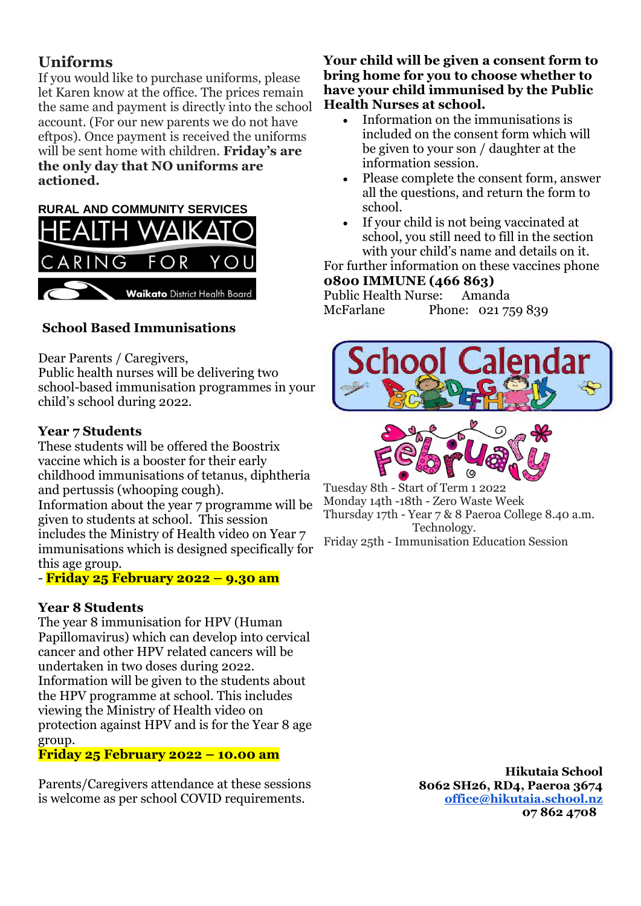## Uniforms

If you would like to purchase uniforms, please let Karen know at the office. The prices remain the same and payment is directly into the school account. (For our new parents we do not have eftpos). Once payment is received the uniforms will be sent home with children. **Friday's are the only day that NO uniforms are actioned.**

RURAL AND COMMUNITY SERVICES

HEALTH WAIKATO

CARING FOR YOU

Waikato District Health Board

### School Based Immunisations

Dear Parents / Caregivers,
Public health nurses will be delivering two school-based immunisation programmes in your child's school during 2022.

**Year 7 Students**
These students will be offered the Boostrix vaccine which is a booster for their early childhood immunisations of tetanus, diphtheria and pertussis (whooping cough).
Information about the year 7 programme will be given to students at school. This session includes the Ministry of Health video on Year 7 immunisations which is designed specifically for this age group.
- **Friday 25 February 2022 – 9.30 am**

**Year 8 Students**
The year 8 immunisation for HPV (Human Papillomavirus) which can develop into cervical cancer and other HPV related cancers will be undertaken in two doses during 2022.
Information will be given to the students about the HPV programme at school. This includes viewing the Ministry of Health video on protection against HPV and is for the Year 8 age group.
**Friday 25 February 2022 – 10.00 am**

Parents/Caregivers attendance at these sessions is welcome as per school COVID requirements.

**Your child will be given a consent form to bring home for you to choose whether to have your child immunised by the Public Health Nurses at school.**

- Information on the immunisations is included on the consent form which will be given to your son / daughter at the information session.
- Please complete the consent form, answer all the questions, and return the form to school.
- If your child is not being vaccinated at school, you still need to fill in the section with your child's name and details on it.

For further information on these vaccines phone **0800 IMMUNE (466 863)**
Public Health Nurse: Amanda McFarlane Phone: 021 759 839

## School Calendar

### February

Tuesday 8th - Start of Term 1 2022
Monday 14th -18th - Zero Waste Week
Thursday 17th - Year 7 & 8 Paeroa College 8.40 a.m. Technology.
Friday 25th - Immunisation Education Session

**Hikutaia School**
**8062 SH26, RD4, Paeroa 3674**
**office@hikutaia.school.nz**
**07 862 4708**